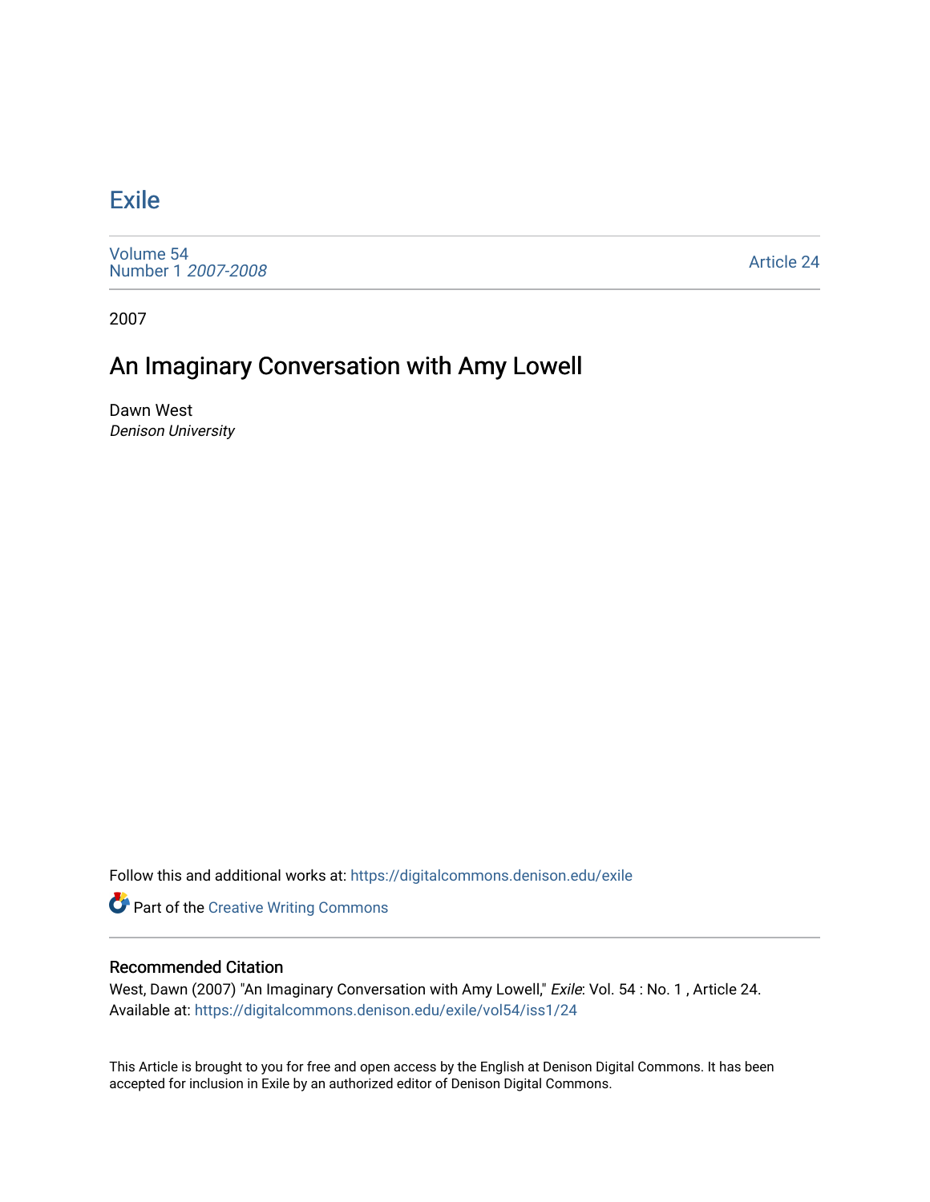# Exile

Volume 54
Number 1 *2007-2008*

Article 24

2007

## An Imaginary Conversation with Amy Lowell

Dawn West
*Denison University*

Follow this and additional works at: https://digitalcommons.denison.edu/exile

Part of the Creative Writing Commons

### Recommended Citation

West, Dawn (2007) "An Imaginary Conversation with Amy Lowell," *Exile*: Vol. 54 : No. 1 , Article 24.
Available at: https://digitalcommons.denison.edu/exile/vol54/iss1/24

This Article is brought to you for free and open access by the English at Denison Digital Commons. It has been accepted for inclusion in Exile by an authorized editor of Denison Digital Commons.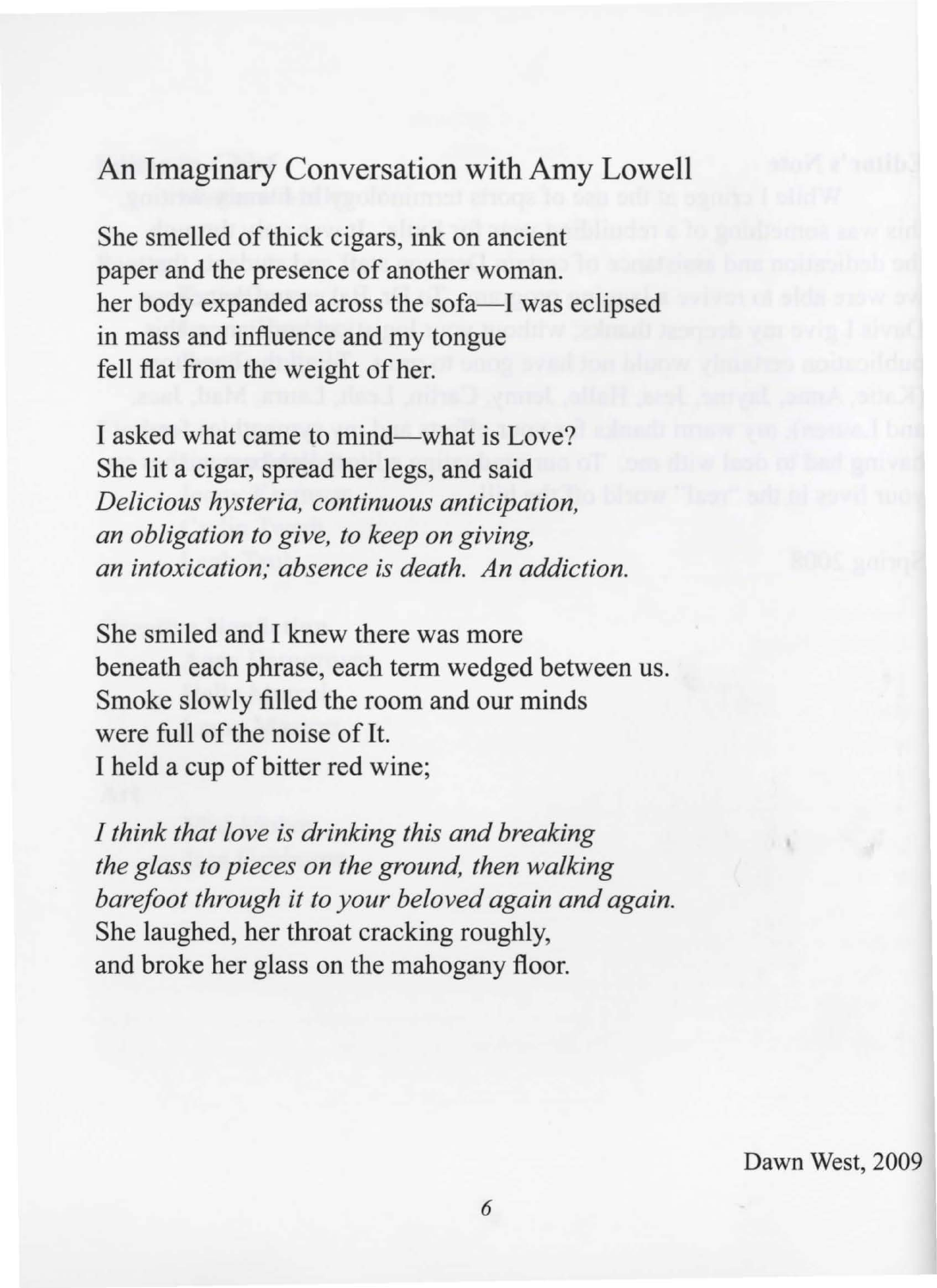## An Imaginary Conversation with Amy Lowell

She smelled of thick cigars, ink on ancient
paper and the presence of another woman.
her body expanded across the sofa—I was eclipsed
in mass and influence and my tongue
fell flat from the weight of her.

I asked what came to mind—what is Love?
She lit a cigar, spread her legs, and said
*Delicious hysteria, continuous anticipation,*
*an obligation to give, to keep on giving,*
*an intoxication; absence is death. An addiction.*

She smiled and I knew there was more
beneath each phrase, each term wedged between us.
Smoke slowly filled the room and our minds
were full of the noise of It.
I held a cup of bitter red wine;

*I think that love is drinking this and breaking*
*the glass to pieces on the ground, then walking*
*barefoot through it to your beloved again and again.*
She laughed, her throat cracking roughly,
and broke her glass on the mahogany floor.

Dawn West, 2009